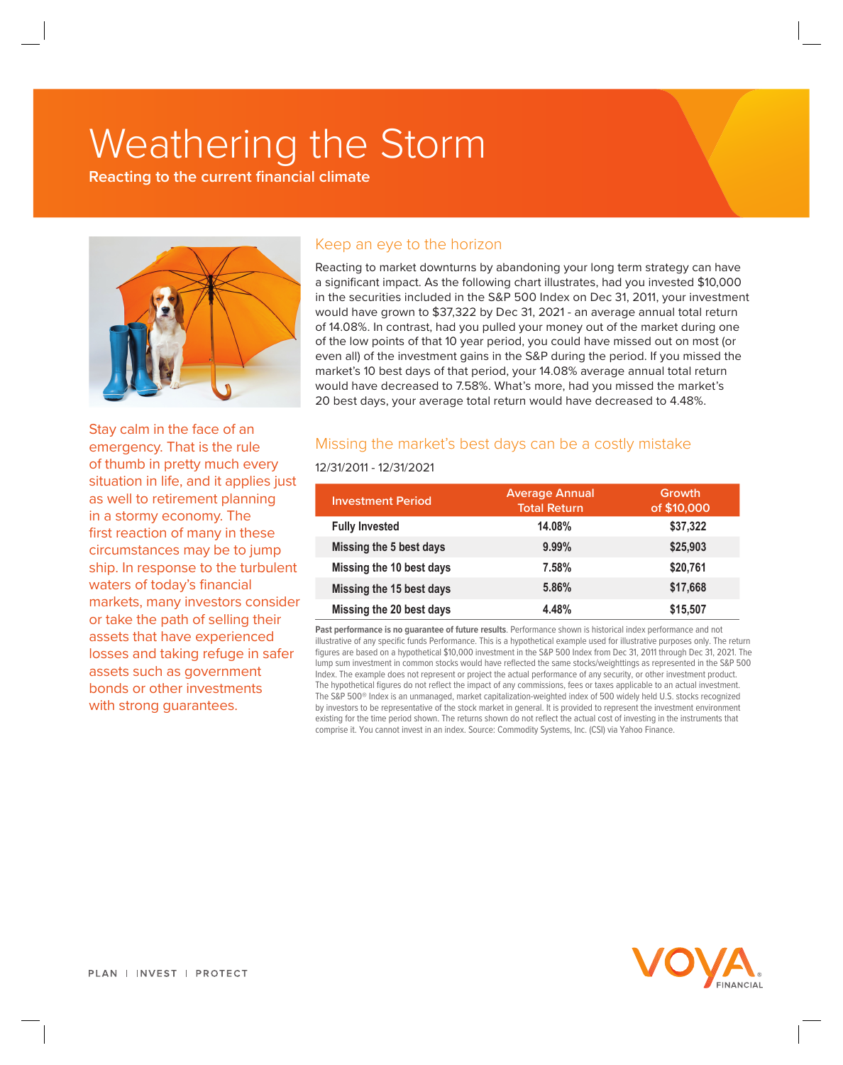# Weathering the Storm

**Reacting to the current financial climate**

Stay calm in the face of an emergency. That is the rule of thumb in pretty much every situation in life, and it applies just as well to retirement planning in a stormy economy. The first reaction of many in these circumstances may be to jump ship. In response to the turbulent waters of today's financial markets, many investors consider or take the path of selling their assets that have experienced losses and taking refuge in safer assets such as government bonds or other investments with strong guarantees.

## Keep an eye to the horizon

Reacting to market downturns by abandoning your long term strategy can have a significant impact. As the following chart illustrates, had you invested $10,000 in the securities included in the S&P 500 Index on Dec 31, 2011, your investment would have grown to $37,322 by Dec 31, 2021 - an average annual total return of 14.08%. In contrast, had you pulled your money out of the market during one of the low points of that 10 year period, you could have missed out on most (or even all) of the investment gains in the S&P during the period. If you missed the market's 10 best days of that period, your 14.08% average annual total return would have decreased to 7.58%. What's more, had you missed the market's 20 best days, your average total return would have decreased to 4.48%.

## Missing the market's best days can be a costly mistake

12/31/2011 - 12/31/2021

| Investment Period | Average Annual Total Return | Growth of $10,000 |
|---|---|---|
| **Fully Invested** | **14.08%** | **$37,322** |
| **Missing the 5 best days** | **9.99%** | **$25,903** |
| **Missing the 10 best days** | **7.58%** | **$20,761** |
| **Missing the 15 best days** | **5.86%** | **$17,668** |
| **Missing the 20 best days** | **4.48%** | **$15,507** |

**Past performance is no guarantee of future results**. Performance shown is historical index performance and not illustrative of any specific funds Performance. This is a hypothetical example used for illustrative purposes only. The return figures are based on a hypothetical $10,000 investment in the S&P 500 Index from Dec 31, 2011 through Dec 31, 2021. The lump sum investment in common stocks would have reflected the same stocks/weighttings as represented in the S&P 500 Index. The example does not represent or project the actual performance of any security, or other investment product. The hypothetical figures do not reflect the impact of any commissions, fees or taxes applicable to an actual investment. The S&P 500® Index is an unmanaged, market capitalization-weighted index of 500 widely held U.S. stocks recognized by investors to be representative of the stock market in general. It is provided to represent the investment environment existing for the time period shown. The returns shown do not reflect the actual cost of investing in the instruments that comprise it. You cannot invest in an index. Source: Commodity Systems, Inc. (CSI) via Yahoo Finance.

PLAN | INVEST | PROTECT

VOYA FINANCIAL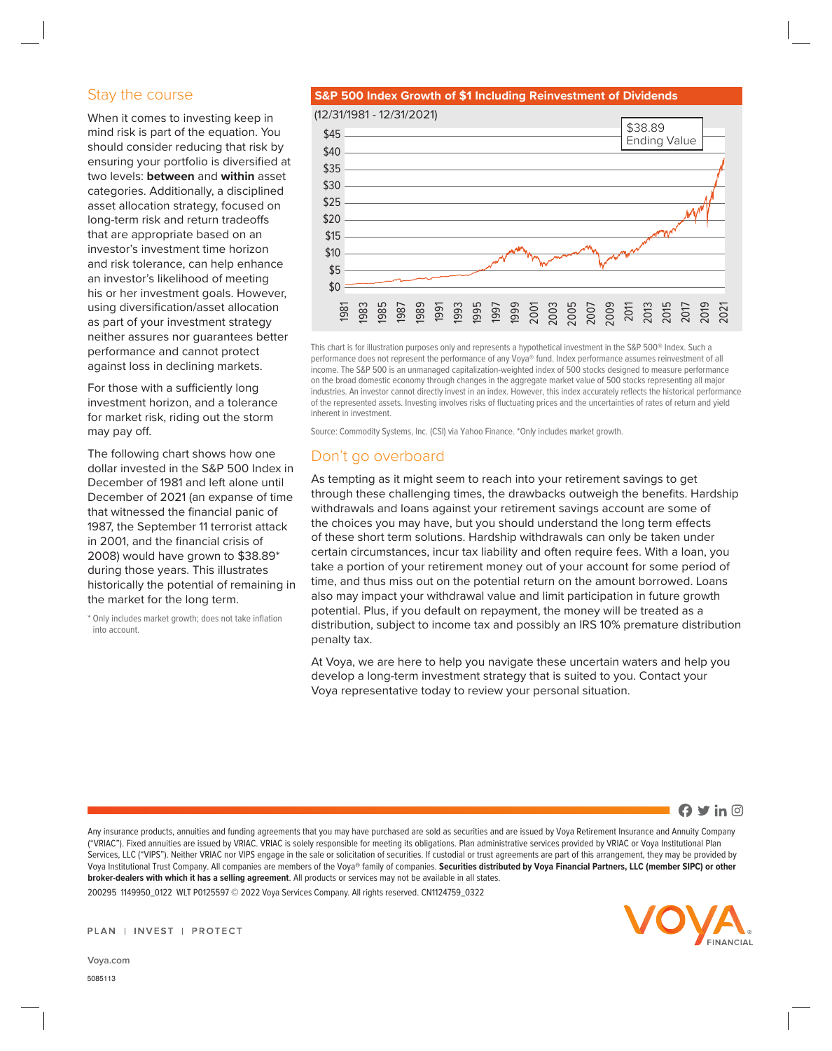## Stay the course

When it comes to investing keep in mind risk is part of the equation. You should consider reducing that risk by ensuring your portfolio is diversified at two levels: **between** and **within** asset categories. Additionally, a disciplined asset allocation strategy, focused on long-term risk and return tradeoffs that are appropriate based on an investor's investment time horizon and risk tolerance, can help enhance an investor's likelihood of meeting his or her investment goals. However, using diversification/asset allocation as part of your investment strategy neither assures nor guarantees better performance and cannot protect against loss in declining markets.

For those with a sufficiently long investment horizon, and a tolerance for market risk, riding out the storm may pay off.

The following chart shows how one dollar invested in the S&P 500 Index in December of 1981 and left alone until December of 2021 (an expanse of time that witnessed the financial panic of 1987, the September 11 terrorist attack in 2001, and the financial crisis of 2008) would have grown to $38.89* during those years. This illustrates historically the potential of remaining in the market for the long term.

\* Only includes market growth; does not take inflation into account.

**S&P 500 Index Growth of $1 Including Reinvestment of Dividends**

(12/31/1981 - 12/31/2021)

$38.89
Ending Value

$45
$40
$35
$30
$25
$20
$15
$10
$5
$0

1981 1983 1985 1987 1989 1991 1993 1995 1997 1999 2001 2003 2005 2007 2009 2011 2013 2015 2017 2019 2021

This chart is for illustration purposes only and represents a hypothetical investment in the S&P 500® Index. Such a performance does not represent the performance of any Voya® fund. Index performance assumes reinvestment of all income. The S&P 500 is an unmanaged capitalization-weighted index of 500 stocks designed to measure performance on the broad domestic economy through changes in the aggregate market value of 500 stocks representing all major industries. An investor cannot directly invest in an index. However, this index accurately reflects the historical performance of the represented assets. Investing involves risks of fluctuating prices and the uncertainties of rates of return and yield inherent in investment.

Source: Commodity Systems, Inc. (CSI) via Yahoo Finance. *Only includes market growth.

## Don't go overboard

As tempting as it might seem to reach into your retirement savings to get through these challenging times, the drawbacks outweigh the benefits. Hardship withdrawals and loans against your retirement savings account are some of the choices you may have, but you should understand the long term effects of these short term solutions. Hardship withdrawals can only be taken under certain circumstances, incur tax liability and often require fees. With a loan, you take a portion of your retirement money out of your account for some period of time, and thus miss out on the potential return on the amount borrowed. Loans also may impact your withdrawal value and limit participation in future growth potential. Plus, if you default on repayment, the money will be treated as a distribution, subject to income tax and possibly an IRS 10% premature distribution penalty tax.

At Voya, we are here to help you navigate these uncertain waters and help you develop a long-term investment strategy that is suited to you. Contact your Voya representative today to review your personal situation.

Any insurance products, annuities and funding agreements that you may have purchased are sold as securities and are issued by Voya Retirement Insurance and Annuity Company ("VRIAC"). Fixed annuities are issued by VRIAC. VRIAC is solely responsible for meeting its obligations. Plan administrative services provided by VRIAC or Voya Institutional Plan Services, LLC ("VIPS"). Neither VRIAC nor VIPS engage in the sale or solicitation of securities. If custodial or trust agreements are part of this arrangement, they may be provided by Voya Institutional Trust Company. All companies are members of the Voya® family of companies. **Securities distributed by Voya Financial Partners, LLC (member SIPC) or other broker-dealers with which it has a selling agreement**. All products or services may not be available in all states.

200295 1149950_0122 WLT P0125597 © 2022 Voya Services Company. All rights reserved. CN1124759_0322

PLAN | INVEST | PROTECT

VOYA FINANCIAL

Voya.com

5085113